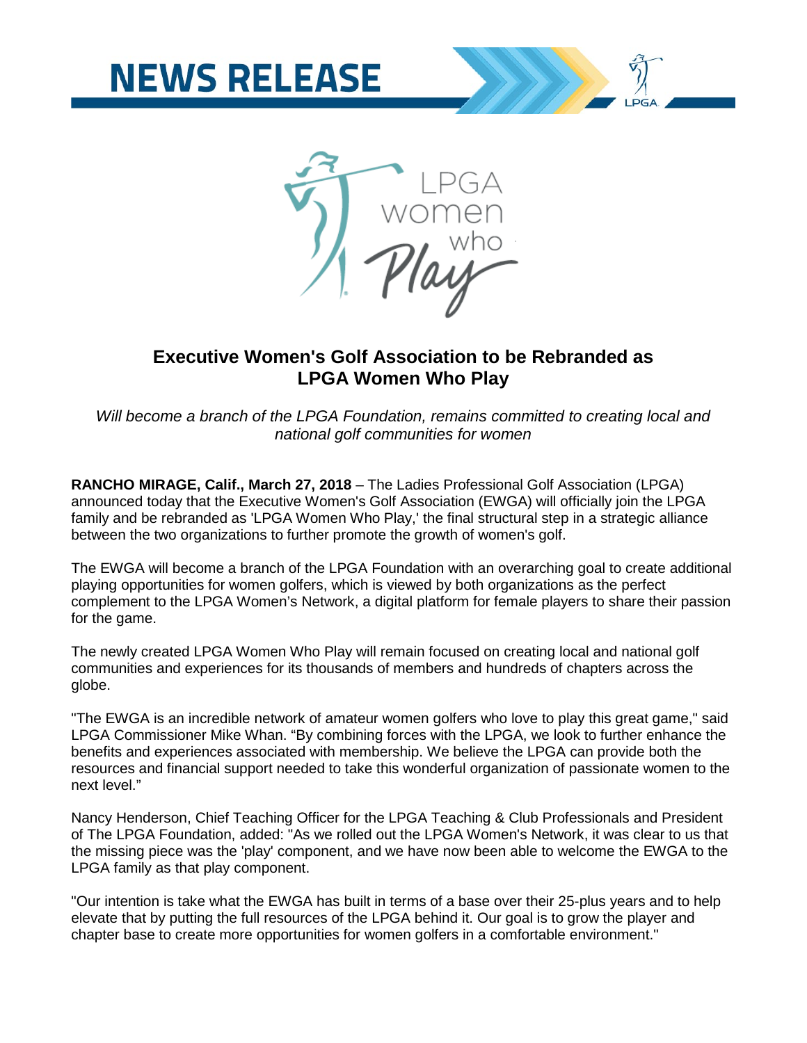# NEWS RELEASE

## Executive Women's Golf Association to be Rebranded as LPGA Women Who Play

*Will become a branch of the LPGA Foundation, remains committed to creating local and national golf communities for women*

**RANCHO MIRAGE, Calif., March 27, 2018** – The Ladies Professional Golf Association (LPGA) announced today that the Executive Women's Golf Association (EWGA) will officially join the LPGA family and be rebranded as 'LPGA Women Who Play,' the final structural step in a strategic alliance between the two organizations to further promote the growth of women's golf.

The EWGA will become a branch of the LPGA Foundation with an overarching goal to create additional playing opportunities for women golfers, which is viewed by both organizations as the perfect complement to the LPGA Women's Network, a digital platform for female players to share their passion for the game.

The newly created LPGA Women Who Play will remain focused on creating local and national golf communities and experiences for its thousands of members and hundreds of chapters across the globe.

"The EWGA is an incredible network of amateur women golfers who love to play this great game," said LPGA Commissioner Mike Whan. "By combining forces with the LPGA, we look to further enhance the benefits and experiences associated with membership. We believe the LPGA can provide both the resources and financial support needed to take this wonderful organization of passionate women to the next level."

Nancy Henderson, Chief Teaching Officer for the LPGA Teaching & Club Professionals and President of The LPGA Foundation, added: "As we rolled out the LPGA Women's Network, it was clear to us that the missing piece was the 'play' component, and we have now been able to welcome the EWGA to the LPGA family as that play component.

"Our intention is take what the EWGA has built in terms of a base over their 25-plus years and to help elevate that by putting the full resources of the LPGA behind it. Our goal is to grow the player and chapter base to create more opportunities for women golfers in a comfortable environment."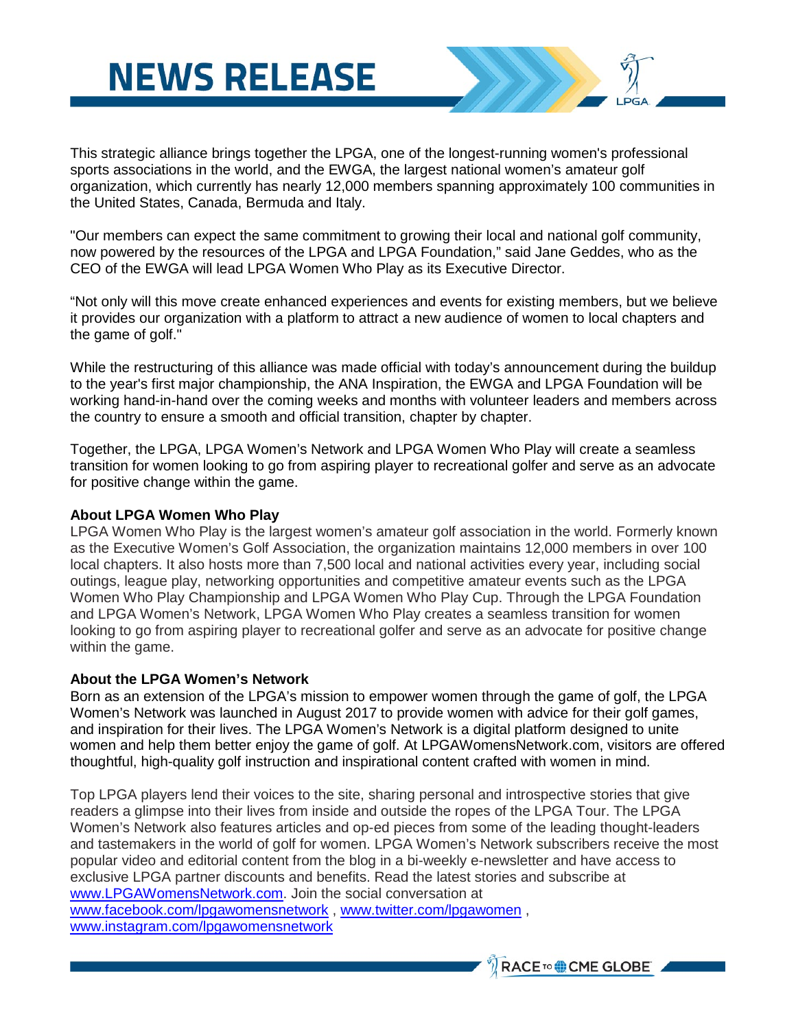This strategic alliance brings together the LPGA, one of the longest-running women's professional sports associations in the world, and the EWGA, the largest national women's amateur golf organization, which currently has nearly 12,000 members spanning approximately 100 communities in the United States, Canada, Bermuda and Italy.

"Our members can expect the same commitment to growing their local and national golf community, now powered by the resources of the LPGA and LPGA Foundation," said Jane Geddes, who as the CEO of the EWGA will lead LPGA Women Who Play as its Executive Director.

"Not only will this move create enhanced experiences and events for existing members, but we believe it provides our organization with a platform to attract a new audience of women to local chapters and the game of golf."

While the restructuring of this alliance was made official with today's announcement during the buildup to the year's first major championship, the ANA Inspiration, the EWGA and LPGA Foundation will be working hand-in-hand over the coming weeks and months with volunteer leaders and members across the country to ensure a smooth and official transition, chapter by chapter.

Together, the LPGA, LPGA Women's Network and LPGA Women Who Play will create a seamless transition for women looking to go from aspiring player to recreational golfer and serve as an advocate for positive change within the game.

**About LPGA Women Who Play**

LPGA Women Who Play is the largest women's amateur golf association in the world. Formerly known as the Executive Women's Golf Association, the organization maintains 12,000 members in over 100 local chapters. It also hosts more than 7,500 local and national activities every year, including social outings, league play, networking opportunities and competitive amateur events such as the LPGA Women Who Play Championship and LPGA Women Who Play Cup. Through the LPGA Foundation and LPGA Women's Network, LPGA Women Who Play creates a seamless transition for women looking to go from aspiring player to recreational golfer and serve as an advocate for positive change within the game.

**About the LPGA Women's Network**

Born as an extension of the LPGA's mission to empower women through the game of golf, the LPGA Women's Network was launched in August 2017 to provide women with advice for their golf games, and inspiration for their lives. The LPGA Women's Network is a digital platform designed to unite women and help them better enjoy the game of golf. At LPGAWomensNetwork.com, visitors are offered thoughtful, high-quality golf instruction and inspirational content crafted with women in mind.

Top LPGA players lend their voices to the site, sharing personal and introspective stories that give readers a glimpse into their lives from inside and outside the ropes of the LPGA Tour. The LPGA Women's Network also features articles and op-ed pieces from some of the leading thought-leaders and tastemakers in the world of golf for women. LPGA Women's Network subscribers receive the most popular video and editorial content from the blog in a bi-weekly e-newsletter and have access to exclusive LPGA partner discounts and benefits. Read the latest stories and subscribe at www.LPGAWomensNetwork.com. Join the social conversation at www.facebook.com/lpgawomensnetwork , www.twitter.com/lpgawomen , www.instagram.com/lpgawomensnetwork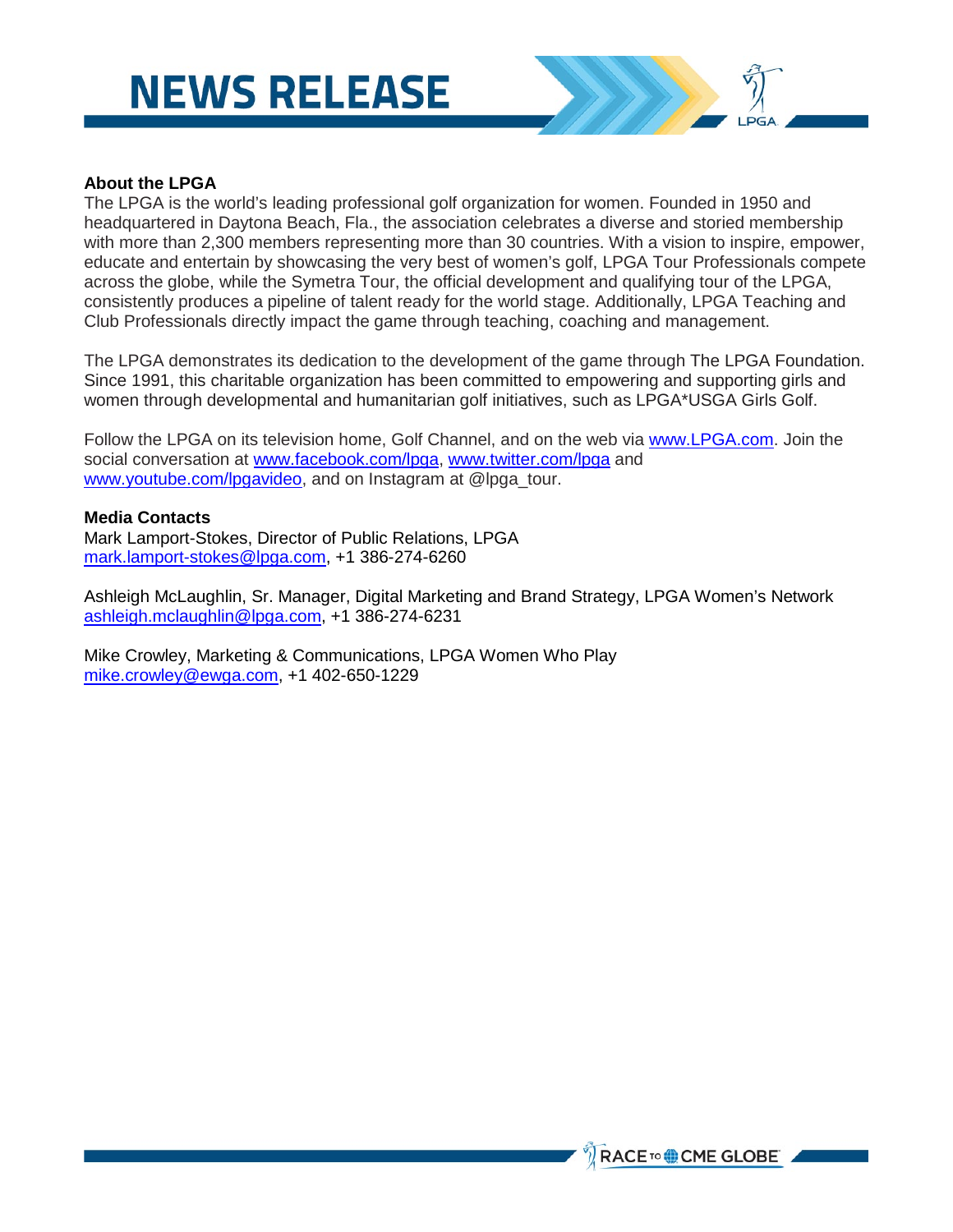**About the LPGA**

The LPGA is the world's leading professional golf organization for women. Founded in 1950 and headquartered in Daytona Beach, Fla., the association celebrates a diverse and storied membership with more than 2,300 members representing more than 30 countries. With a vision to inspire, empower, educate and entertain by showcasing the very best of women's golf, LPGA Tour Professionals compete across the globe, while the Symetra Tour, the official development and qualifying tour of the LPGA, consistently produces a pipeline of talent ready for the world stage. Additionally, LPGA Teaching and Club Professionals directly impact the game through teaching, coaching and management.

The LPGA demonstrates its dedication to the development of the game through The LPGA Foundation. Since 1991, this charitable organization has been committed to empowering and supporting girls and women through developmental and humanitarian golf initiatives, such as LPGA*USGA Girls Golf.

Follow the LPGA on its television home, Golf Channel, and on the web via www.LPGA.com. Join the social conversation at www.facebook.com/lpga, www.twitter.com/lpga and www.youtube.com/lpgavideo, and on Instagram at @lpga_tour.

**Media Contacts**

Mark Lamport-Stokes, Director of Public Relations, LPGA
mark.lamport-stokes@lpga.com, +1 386-274-6260

Ashleigh McLaughlin, Sr. Manager, Digital Marketing and Brand Strategy, LPGA Women's Network
ashleigh.mclaughlin@lpga.com, +1 386-274-6231

Mike Crowley, Marketing & Communications, LPGA Women Who Play
mike.crowley@ewga.com, +1 402-650-1229